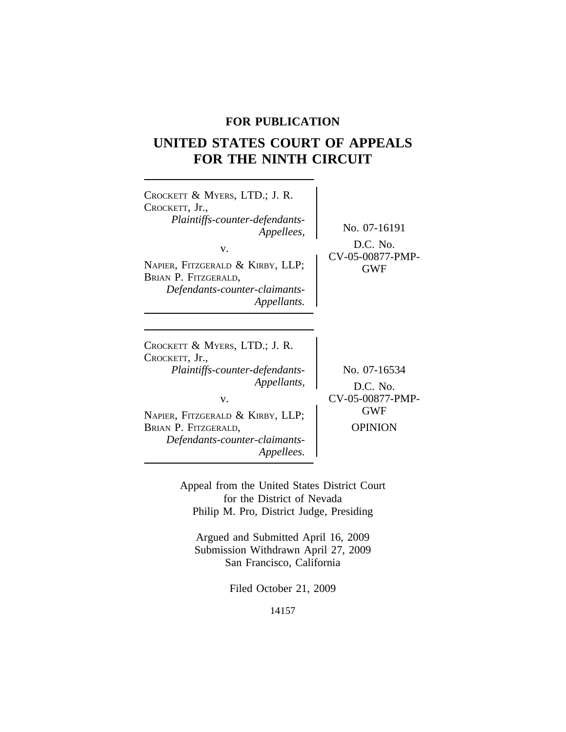**FOR PUBLICATION**

# UNITED STATES COURT OF APPEALS FOR THE NINTH CIRCUIT

CROCKETT & MYERS, LTD.; J. R. CROCKETT, Jr.,
*Plaintiffs-counter-defendants-Appellees,*

v.

NAPIER, FITZGERALD & KIRBY, LLP; BRIAN P. FITZGERALD,
*Defendants-counter-claimants-Appellants.*

No. 07-16191

D.C. No. CV-05-00877-PMP-GWF

---

CROCKETT & MYERS, LTD.; J. R. CROCKETT, Jr.,
*Plaintiffs-counter-defendants-Appellants,*

v.

NAPIER, FITZGERALD & KIRBY, LLP; BRIAN P. FITZGERALD,
*Defendants-counter-claimants-Appellees.*

No. 07-16534

D.C. No. CV-05-00877-PMP-GWF

OPINION

---

Appeal from the United States District Court
for the District of Nevada
Philip M. Pro, District Judge, Presiding

Argued and Submitted April 16, 2009
Submission Withdrawn April 27, 2009
San Francisco, California

Filed October 21, 2009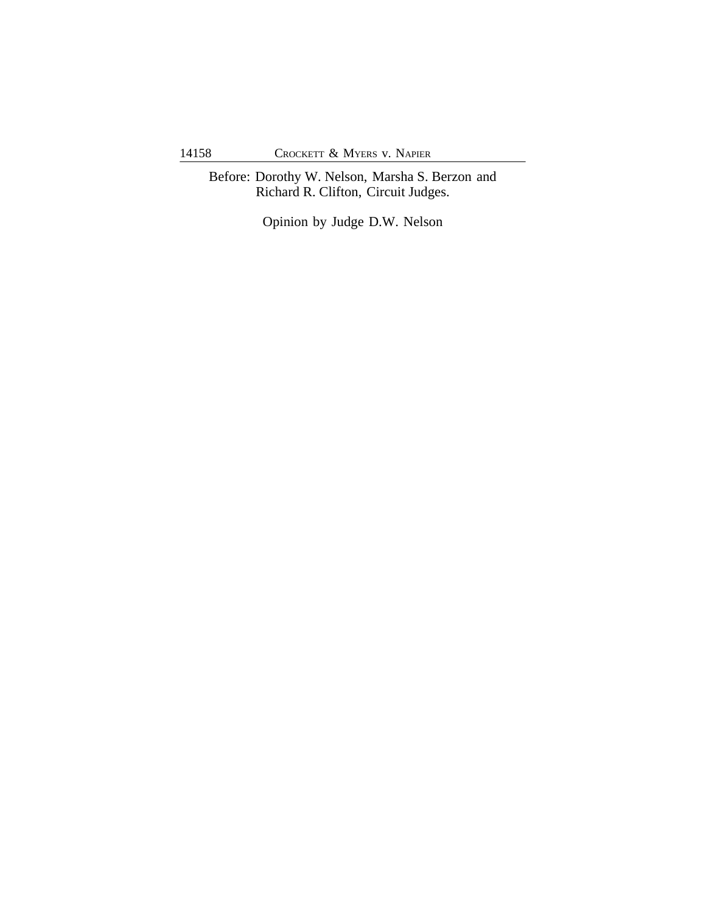Before: Dorothy W. Nelson, Marsha S. Berzon and Richard R. Clifton, Circuit Judges.

Opinion by Judge D.W. Nelson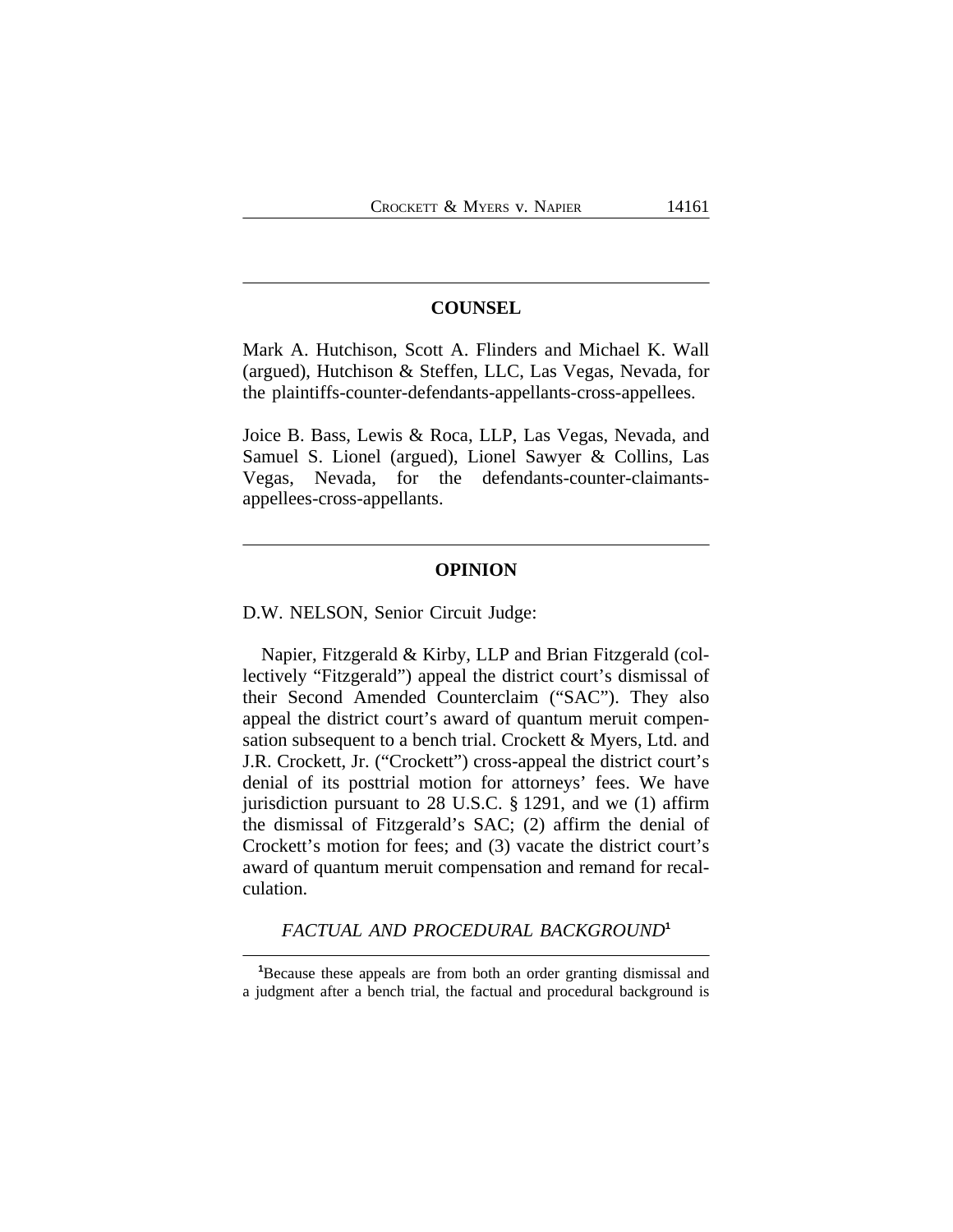## COUNSEL

Mark A. Hutchison, Scott A. Flinders and Michael K. Wall (argued), Hutchison & Steffen, LLC, Las Vegas, Nevada, for the plaintiffs-counter-defendants-appellants-cross-appellees.

Joice B. Bass, Lewis & Roca, LLP, Las Vegas, Nevada, and Samuel S. Lionel (argued), Lionel Sawyer & Collins, Las Vegas, Nevada, for the defendants-counter-claimants-appellees-cross-appellants.

## OPINION

D.W. NELSON, Senior Circuit Judge:

Napier, Fitzgerald & Kirby, LLP and Brian Fitzgerald (collectively "Fitzgerald") appeal the district court's dismissal of their Second Amended Counterclaim ("SAC"). They also appeal the district court's award of quantum meruit compensation subsequent to a bench trial. Crockett & Myers, Ltd. and J.R. Crockett, Jr. ("Crockett") cross-appeal the district court's denial of its posttrial motion for attorneys' fees. We have jurisdiction pursuant to 28 U.S.C. § 1291, and we (1) affirm the dismissal of Fitzgerald's SAC; (2) affirm the denial of Crockett's motion for fees; and (3) vacate the district court's award of quantum meruit compensation and remand for recalculation.

### *FACTUAL AND PROCEDURAL BACKGROUND*[1]

[1]Because these appeals are from both an order granting dismissal and a judgment after a bench trial, the factual and procedural background is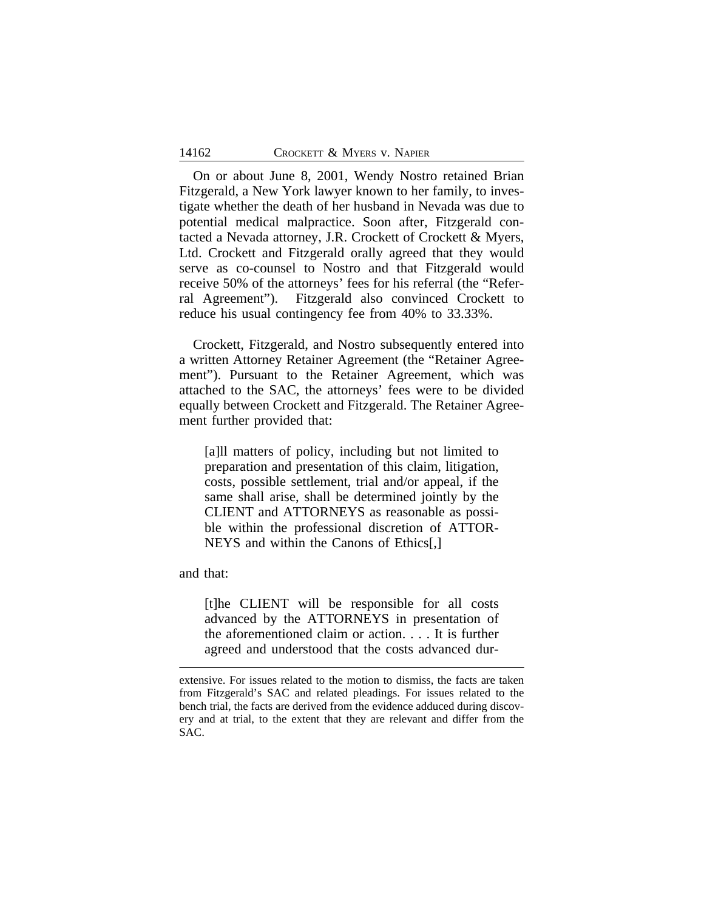On or about June 8, 2001, Wendy Nostro retained Brian Fitzgerald, a New York lawyer known to her family, to investigate whether the death of her husband in Nevada was due to potential medical malpractice. Soon after, Fitzgerald contacted a Nevada attorney, J.R. Crockett of Crockett & Myers, Ltd. Crockett and Fitzgerald orally agreed that they would serve as co-counsel to Nostro and that Fitzgerald would receive 50% of the attorneys' fees for his referral (the "Referral Agreement"). Fitzgerald also convinced Crockett to reduce his usual contingency fee from 40% to 33.33%.

Crockett, Fitzgerald, and Nostro subsequently entered into a written Attorney Retainer Agreement (the "Retainer Agreement"). Pursuant to the Retainer Agreement, which was attached to the SAC, the attorneys' fees were to be divided equally between Crockett and Fitzgerald. The Retainer Agreement further provided that:

> [a]ll matters of policy, including but not limited to preparation and presentation of this claim, litigation, costs, possible settlement, trial and/or appeal, if the same shall arise, shall be determined jointly by the CLIENT and ATTORNEYS as reasonable as possible within the professional discretion of ATTORNEYS and within the Canons of Ethics[,]

and that:

> [t]he CLIENT will be responsible for all costs advanced by the ATTORNEYS in presentation of the aforementioned claim or action. . . . It is further agreed and understood that the costs advanced dur-

---

extensive. For issues related to the motion to dismiss, the facts are taken from Fitzgerald's SAC and related pleadings. For issues related to the bench trial, the facts are derived from the evidence adduced during discovery and at trial, to the extent that they are relevant and differ from the SAC.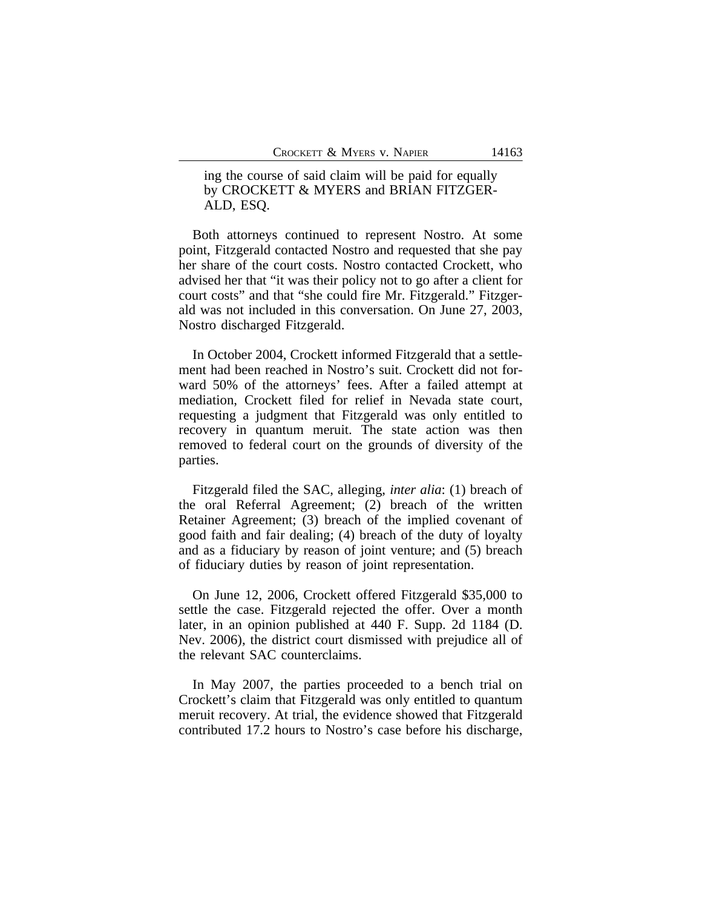> ing the course of said claim will be paid for equally by CROCKETT & MYERS and BRIAN FITZGERALD, ESQ.

Both attorneys continued to represent Nostro. At some point, Fitzgerald contacted Nostro and requested that she pay her share of the court costs. Nostro contacted Crockett, who advised her that "it was their policy not to go after a client for court costs" and that "she could fire Mr. Fitzgerald." Fitzgerald was not included in this conversation. On June 27, 2003, Nostro discharged Fitzgerald.

In October 2004, Crockett informed Fitzgerald that a settlement had been reached in Nostro's suit. Crockett did not forward 50% of the attorneys' fees. After a failed attempt at mediation, Crockett filed for relief in Nevada state court, requesting a judgment that Fitzgerald was only entitled to recovery in quantum meruit. The state action was then removed to federal court on the grounds of diversity of the parties.

Fitzgerald filed the SAC, alleging, *inter alia*: (1) breach of the oral Referral Agreement; (2) breach of the written Retainer Agreement; (3) breach of the implied covenant of good faith and fair dealing; (4) breach of the duty of loyalty and as a fiduciary by reason of joint venture; and (5) breach of fiduciary duties by reason of joint representation.

On June 12, 2006, Crockett offered Fitzgerald $35,000 to settle the case. Fitzgerald rejected the offer. Over a month later, in an opinion published at 440 F. Supp. 2d 1184 (D. Nev. 2006), the district court dismissed with prejudice all of the relevant SAC counterclaims.

In May 2007, the parties proceeded to a bench trial on Crockett's claim that Fitzgerald was only entitled to quantum meruit recovery. At trial, the evidence showed that Fitzgerald contributed 17.2 hours to Nostro's case before his discharge,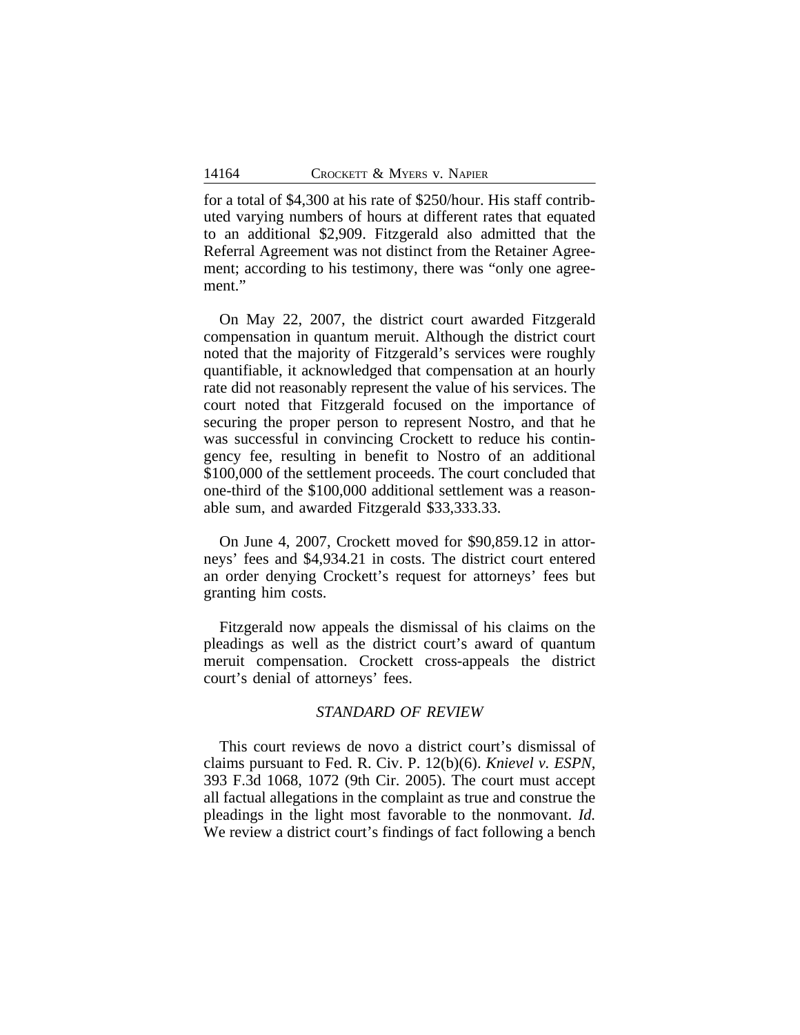for a total of $4,300 at his rate of $250/hour. His staff contributed varying numbers of hours at different rates that equated to an additional $2,909. Fitzgerald also admitted that the Referral Agreement was not distinct from the Retainer Agreement; according to his testimony, there was "only one agreement."

On May 22, 2007, the district court awarded Fitzgerald compensation in quantum meruit. Although the district court noted that the majority of Fitzgerald's services were roughly quantifiable, it acknowledged that compensation at an hourly rate did not reasonably represent the value of his services. The court noted that Fitzgerald focused on the importance of securing the proper person to represent Nostro, and that he was successful in convincing Crockett to reduce his contingency fee, resulting in benefit to Nostro of an additional $100,000 of the settlement proceeds. The court concluded that one-third of the $100,000 additional settlement was a reasonable sum, and awarded Fitzgerald $33,333.33.

On June 4, 2007, Crockett moved for $90,859.12 in attorneys' fees and $4,934.21 in costs. The district court entered an order denying Crockett's request for attorneys' fees but granting him costs.

Fitzgerald now appeals the dismissal of his claims on the pleadings as well as the district court's award of quantum meruit compensation. Crockett cross-appeals the district court's denial of attorneys' fees.

### *STANDARD OF REVIEW*

This court reviews de novo a district court's dismissal of claims pursuant to Fed. R. Civ. P. 12(b)(6). *Knievel v. ESPN*, 393 F.3d 1068, 1072 (9th Cir. 2005). The court must accept all factual allegations in the complaint as true and construe the pleadings in the light most favorable to the nonmovant. *Id.* We review a district court's findings of fact following a bench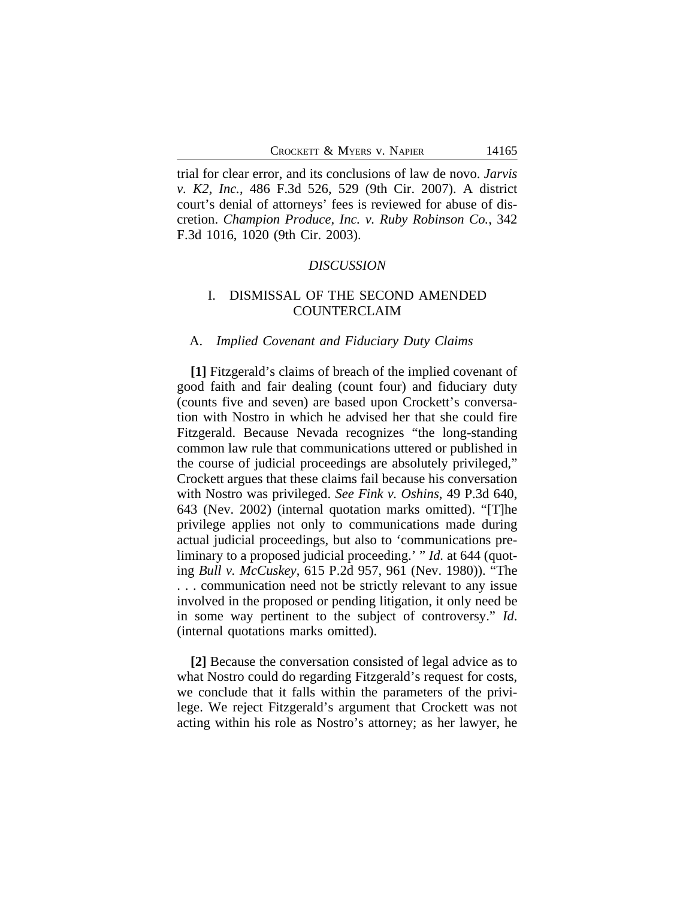trial for clear error, and its conclusions of law de novo. *Jarvis v. K2, Inc.*, 486 F.3d 526, 529 (9th Cir. 2007). A district court's denial of attorneys' fees is reviewed for abuse of discretion. *Champion Produce, Inc. v. Ruby Robinson Co.*, 342 F.3d 1016, 1020 (9th Cir. 2003).

## *DISCUSSION*

### I. DISMISSAL OF THE SECOND AMENDED COUNTERCLAIM

#### A. *Implied Covenant and Fiduciary Duty Claims*

**[1]** Fitzgerald's claims of breach of the implied covenant of good faith and fair dealing (count four) and fiduciary duty (counts five and seven) are based upon Crockett's conversation with Nostro in which he advised her that she could fire Fitzgerald. Because Nevada recognizes "the long-standing common law rule that communications uttered or published in the course of judicial proceedings are absolutely privileged," Crockett argues that these claims fail because his conversation with Nostro was privileged. *See Fink v. Oshins*, 49 P.3d 640, 643 (Nev. 2002) (internal quotation marks omitted). "[T]he privilege applies not only to communications made during actual judicial proceedings, but also to 'communications preliminary to a proposed judicial proceeding.' " *Id.* at 644 (quoting *Bull v. McCuskey*, 615 P.2d 957, 961 (Nev. 1980)). "The . . . communication need not be strictly relevant to any issue involved in the proposed or pending litigation, it only need be in some way pertinent to the subject of controversy." *Id.* (internal quotations marks omitted).

**[2]** Because the conversation consisted of legal advice as to what Nostro could do regarding Fitzgerald's request for costs, we conclude that it falls within the parameters of the privilege. We reject Fitzgerald's argument that Crockett was not acting within his role as Nostro's attorney; as her lawyer, he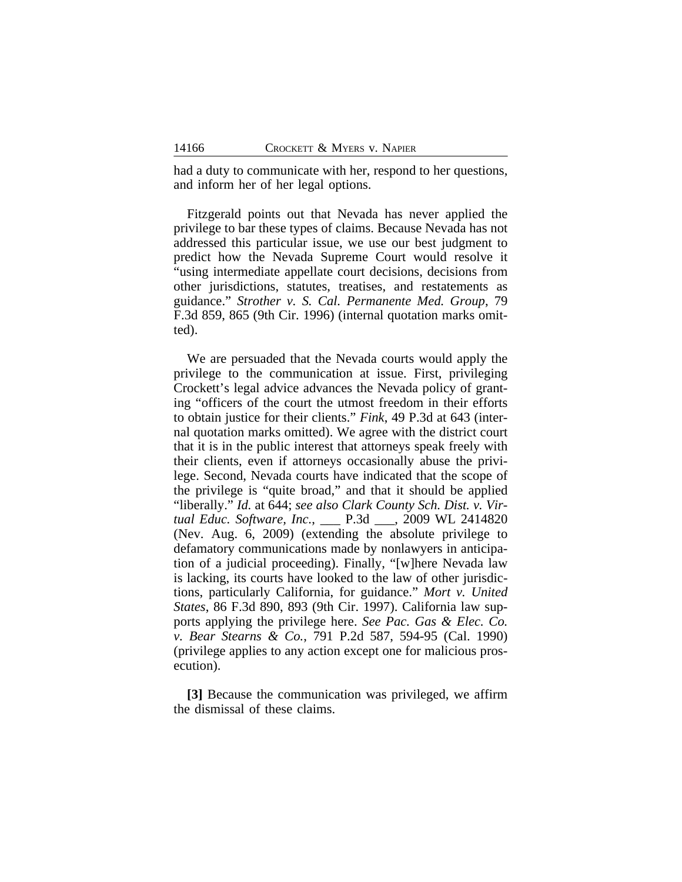had a duty to communicate with her, respond to her questions, and inform her of her legal options.

Fitzgerald points out that Nevada has never applied the privilege to bar these types of claims. Because Nevada has not addressed this particular issue, we use our best judgment to predict how the Nevada Supreme Court would resolve it "using intermediate appellate court decisions, decisions from other jurisdictions, statutes, treatises, and restatements as guidance." *Strother v. S. Cal. Permanente Med. Group*, 79 F.3d 859, 865 (9th Cir. 1996) (internal quotation marks omitted).

We are persuaded that the Nevada courts would apply the privilege to the communication at issue. First, privileging Crockett's legal advice advances the Nevada policy of granting "officers of the court the utmost freedom in their efforts to obtain justice for their clients." *Fink*, 49 P.3d at 643 (internal quotation marks omitted). We agree with the district court that it is in the public interest that attorneys speak freely with their clients, even if attorneys occasionally abuse the privilege. Second, Nevada courts have indicated that the scope of the privilege is "quite broad," and that it should be applied "liberally." *Id.* at 644; *see also Clark County Sch. Dist. v. Virtual Educ. Software, Inc.*, ___ P.3d ___, 2009 WL 2414820 (Nev. Aug. 6, 2009) (extending the absolute privilege to defamatory communications made by nonlawyers in anticipation of a judicial proceeding). Finally, "[w]here Nevada law is lacking, its courts have looked to the law of other jurisdictions, particularly California, for guidance." *Mort v. United States*, 86 F.3d 890, 893 (9th Cir. 1997). California law supports applying the privilege here. *See Pac. Gas & Elec. Co. v. Bear Stearns & Co.*, 791 P.2d 587, 594-95 (Cal. 1990) (privilege applies to any action except one for malicious prosecution).

**[3]** Because the communication was privileged, we affirm the dismissal of these claims.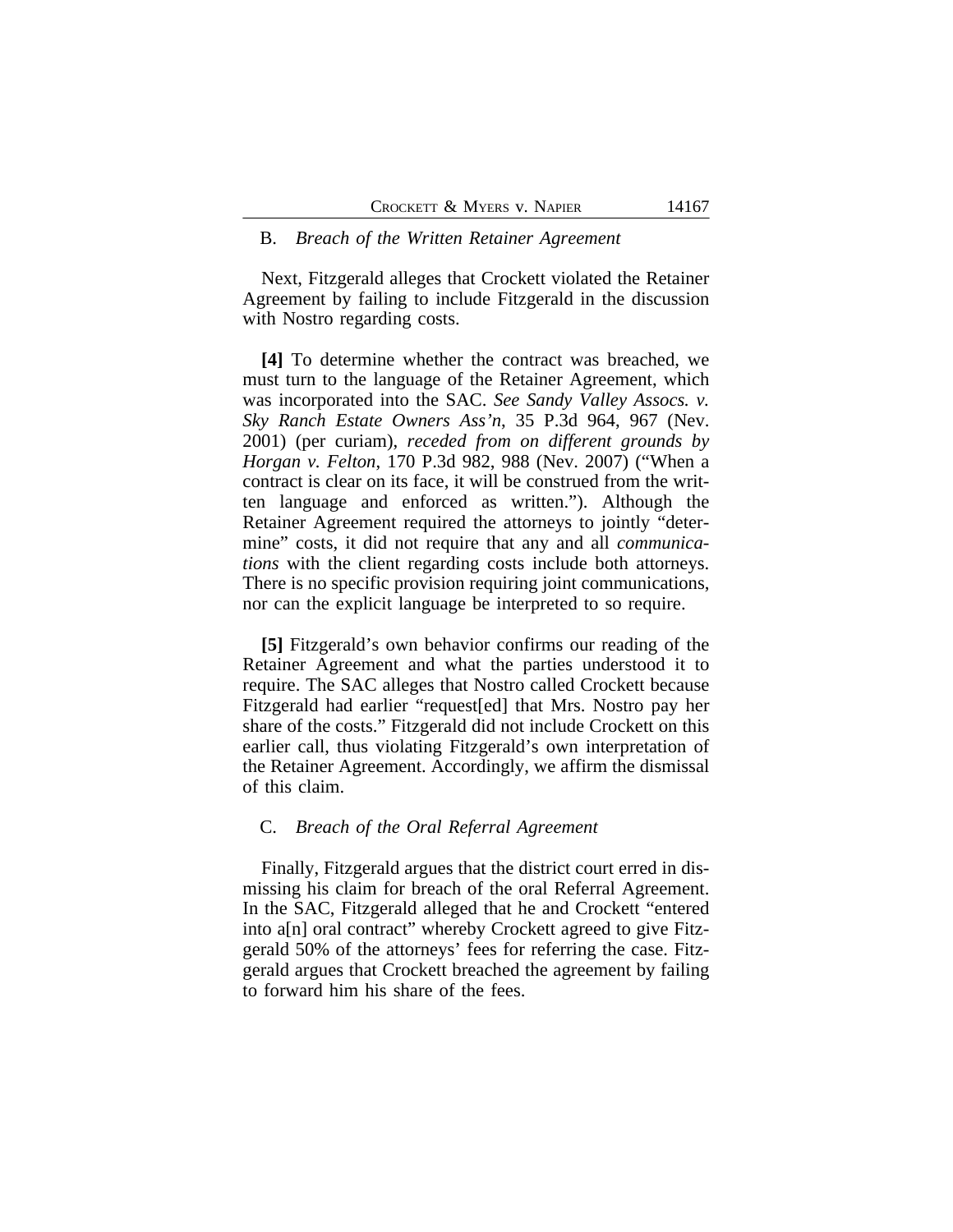B. *Breach of the Written Retainer Agreement*

Next, Fitzgerald alleges that Crockett violated the Retainer Agreement by failing to include Fitzgerald in the discussion with Nostro regarding costs.

**[4]** To determine whether the contract was breached, we must turn to the language of the Retainer Agreement, which was incorporated into the SAC. *See Sandy Valley Assocs. v. Sky Ranch Estate Owners Ass'n*, 35 P.3d 964, 967 (Nev. 2001) (per curiam), *receded from on different grounds by Horgan v. Felton*, 170 P.3d 982, 988 (Nev. 2007) ("When a contract is clear on its face, it will be construed from the written language and enforced as written."). Although the Retainer Agreement required the attorneys to jointly "determine" costs, it did not require that any and all *communications* with the client regarding costs include both attorneys. There is no specific provision requiring joint communications, nor can the explicit language be interpreted to so require.

**[5]** Fitzgerald's own behavior confirms our reading of the Retainer Agreement and what the parties understood it to require. The SAC alleges that Nostro called Crockett because Fitzgerald had earlier "request[ed] that Mrs. Nostro pay her share of the costs." Fitzgerald did not include Crockett on this earlier call, thus violating Fitzgerald's own interpretation of the Retainer Agreement. Accordingly, we affirm the dismissal of this claim.

C. *Breach of the Oral Referral Agreement*

Finally, Fitzgerald argues that the district court erred in dismissing his claim for breach of the oral Referral Agreement. In the SAC, Fitzgerald alleged that he and Crockett "entered into a[n] oral contract" whereby Crockett agreed to give Fitzgerald 50% of the attorneys' fees for referring the case. Fitzgerald argues that Crockett breached the agreement by failing to forward him his share of the fees.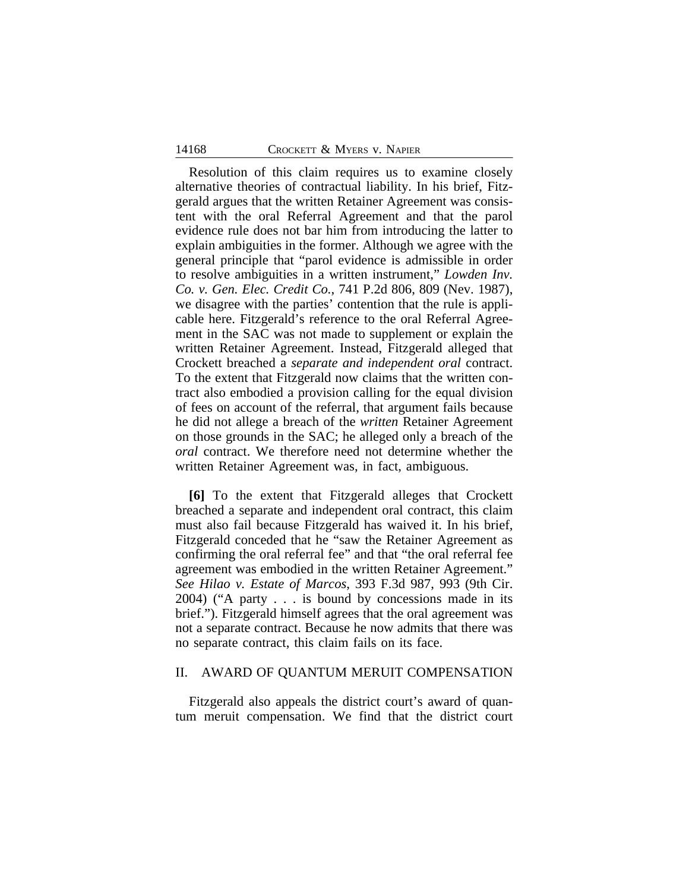Resolution of this claim requires us to examine closely alternative theories of contractual liability. In his brief, Fitzgerald argues that the written Retainer Agreement was consistent with the oral Referral Agreement and that the parol evidence rule does not bar him from introducing the latter to explain ambiguities in the former. Although we agree with the general principle that "parol evidence is admissible in order to resolve ambiguities in a written instrument," *Lowden Inv. Co. v. Gen. Elec. Credit Co.*, 741 P.2d 806, 809 (Nev. 1987), we disagree with the parties' contention that the rule is applicable here. Fitzgerald's reference to the oral Referral Agreement in the SAC was not made to supplement or explain the written Retainer Agreement. Instead, Fitzgerald alleged that Crockett breached a *separate and independent oral* contract. To the extent that Fitzgerald now claims that the written contract also embodied a provision calling for the equal division of fees on account of the referral, that argument fails because he did not allege a breach of the *written* Retainer Agreement on those grounds in the SAC; he alleged only a breach of the *oral* contract. We therefore need not determine whether the written Retainer Agreement was, in fact, ambiguous.

**[6]** To the extent that Fitzgerald alleges that Crockett breached a separate and independent oral contract, this claim must also fail because Fitzgerald has waived it. In his brief, Fitzgerald conceded that he "saw the Retainer Agreement as confirming the oral referral fee" and that "the oral referral fee agreement was embodied in the written Retainer Agreement." *See Hilao v. Estate of Marcos*, 393 F.3d 987, 993 (9th Cir. 2004) ("A party . . . is bound by concessions made in its brief."). Fitzgerald himself agrees that the oral agreement was not a separate contract. Because he now admits that there was no separate contract, this claim fails on its face.

## II. AWARD OF QUANTUM MERUIT COMPENSATION

Fitzgerald also appeals the district court's award of quantum meruit compensation. We find that the district court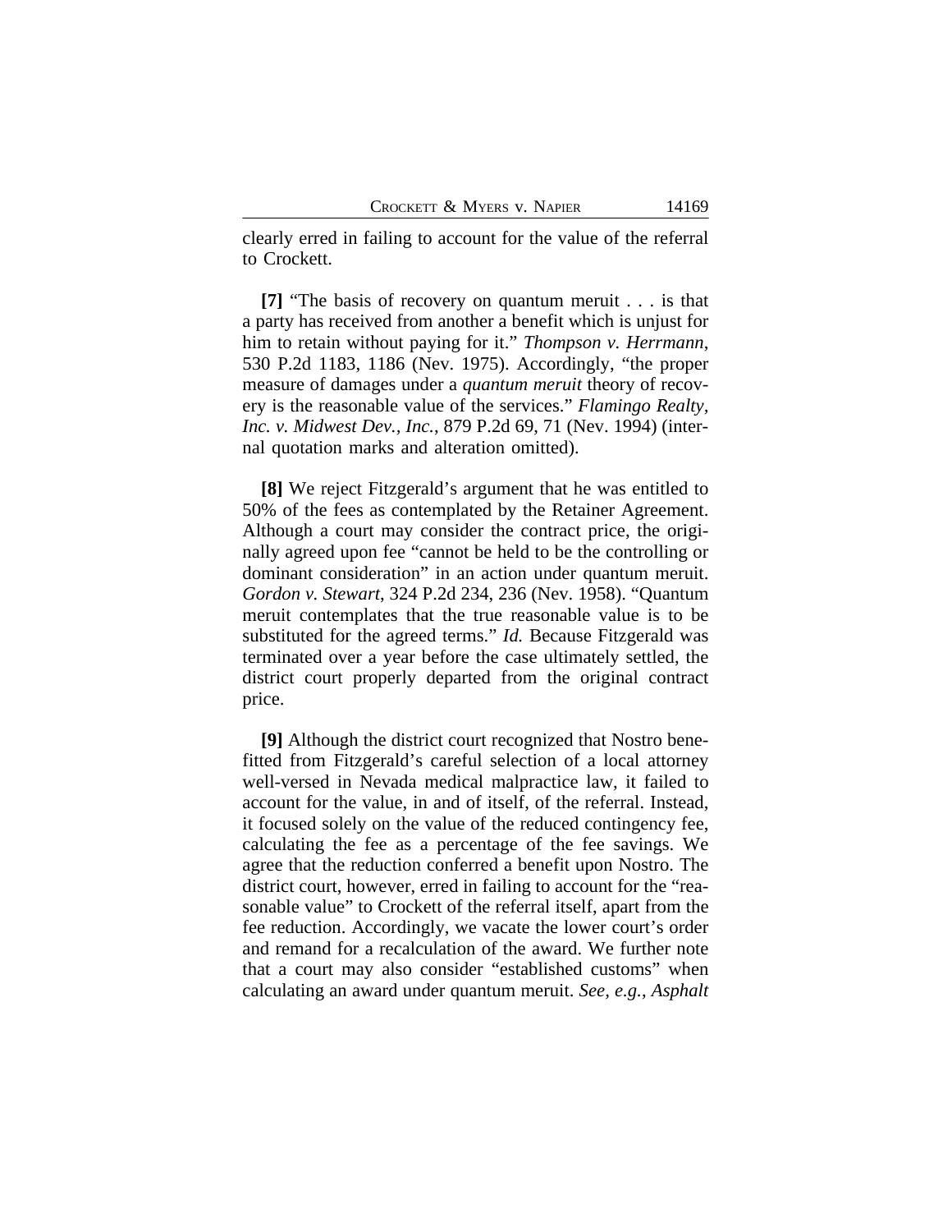clearly erred in failing to account for the value of the referral to Crockett.

**[7]** "The basis of recovery on quantum meruit . . . is that a party has received from another a benefit which is unjust for him to retain without paying for it." *Thompson v. Herrmann*, 530 P.2d 1183, 1186 (Nev. 1975). Accordingly, "the proper measure of damages under a *quantum meruit* theory of recovery is the reasonable value of the services." *Flamingo Realty, Inc. v. Midwest Dev., Inc.*, 879 P.2d 69, 71 (Nev. 1994) (internal quotation marks and alteration omitted).

**[8]** We reject Fitzgerald's argument that he was entitled to 50% of the fees as contemplated by the Retainer Agreement. Although a court may consider the contract price, the originally agreed upon fee "cannot be held to be the controlling or dominant consideration" in an action under quantum meruit. *Gordon v. Stewart*, 324 P.2d 234, 236 (Nev. 1958). "Quantum meruit contemplates that the true reasonable value is to be substituted for the agreed terms." *Id.* Because Fitzgerald was terminated over a year before the case ultimately settled, the district court properly departed from the original contract price.

**[9]** Although the district court recognized that Nostro benefitted from Fitzgerald's careful selection of a local attorney well-versed in Nevada medical malpractice law, it failed to account for the value, in and of itself, of the referral. Instead, it focused solely on the value of the reduced contingency fee, calculating the fee as a percentage of the fee savings. We agree that the reduction conferred a benefit upon Nostro. The district court, however, erred in failing to account for the "reasonable value" to Crockett of the referral itself, apart from the fee reduction. Accordingly, we vacate the lower court's order and remand for a recalculation of the award. We further note that a court may also consider "established customs" when calculating an award under quantum meruit. *See, e.g., Asphalt*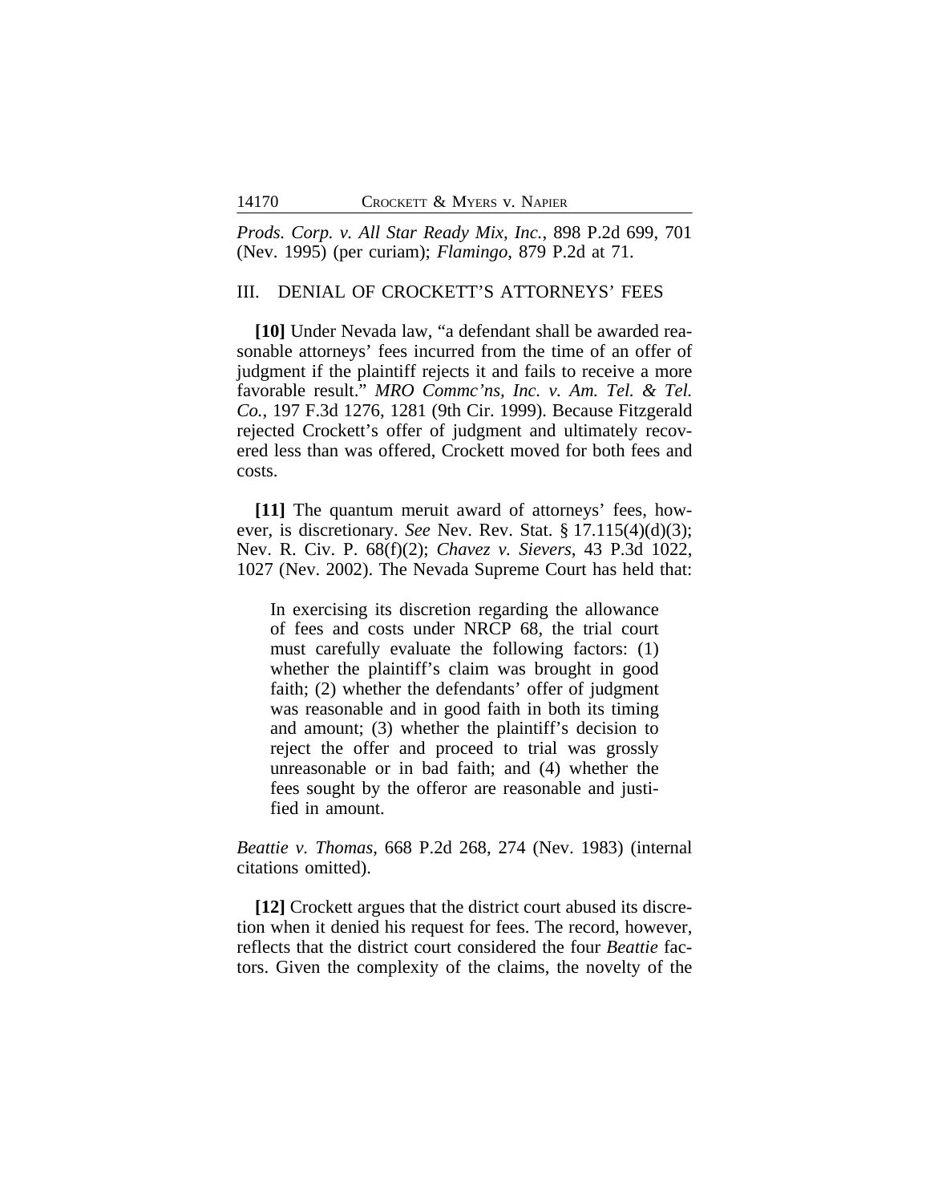*Prods. Corp. v. All Star Ready Mix, Inc.*, 898 P.2d 699, 701 (Nev. 1995) (per curiam); *Flamingo*, 879 P.2d at 71.

## III. DENIAL OF CROCKETT'S ATTORNEYS' FEES

**[10]** Under Nevada law, "a defendant shall be awarded reasonable attorneys' fees incurred from the time of an offer of judgment if the plaintiff rejects it and fails to receive a more favorable result." *MRO Commc'ns, Inc. v. Am. Tel. & Tel. Co.*, 197 F.3d 1276, 1281 (9th Cir. 1999). Because Fitzgerald rejected Crockett's offer of judgment and ultimately recovered less than was offered, Crockett moved for both fees and costs.

**[11]** The quantum meruit award of attorneys' fees, however, is discretionary. *See* Nev. Rev. Stat. § 17.115(4)(d)(3); Nev. R. Civ. P. 68(f)(2); *Chavez v. Sievers*, 43 P.3d 1022, 1027 (Nev. 2002). The Nevada Supreme Court has held that:

> In exercising its discretion regarding the allowance of fees and costs under NRCP 68, the trial court must carefully evaluate the following factors: (1) whether the plaintiff's claim was brought in good faith; (2) whether the defendants' offer of judgment was reasonable and in good faith in both its timing and amount; (3) whether the plaintiff's decision to reject the offer and proceed to trial was grossly unreasonable or in bad faith; and (4) whether the fees sought by the offeror are reasonable and justified in amount.

*Beattie v. Thomas*, 668 P.2d 268, 274 (Nev. 1983) (internal citations omitted).

**[12]** Crockett argues that the district court abused its discretion when it denied his request for fees. The record, however, reflects that the district court considered the four *Beattie* factors. Given the complexity of the claims, the novelty of the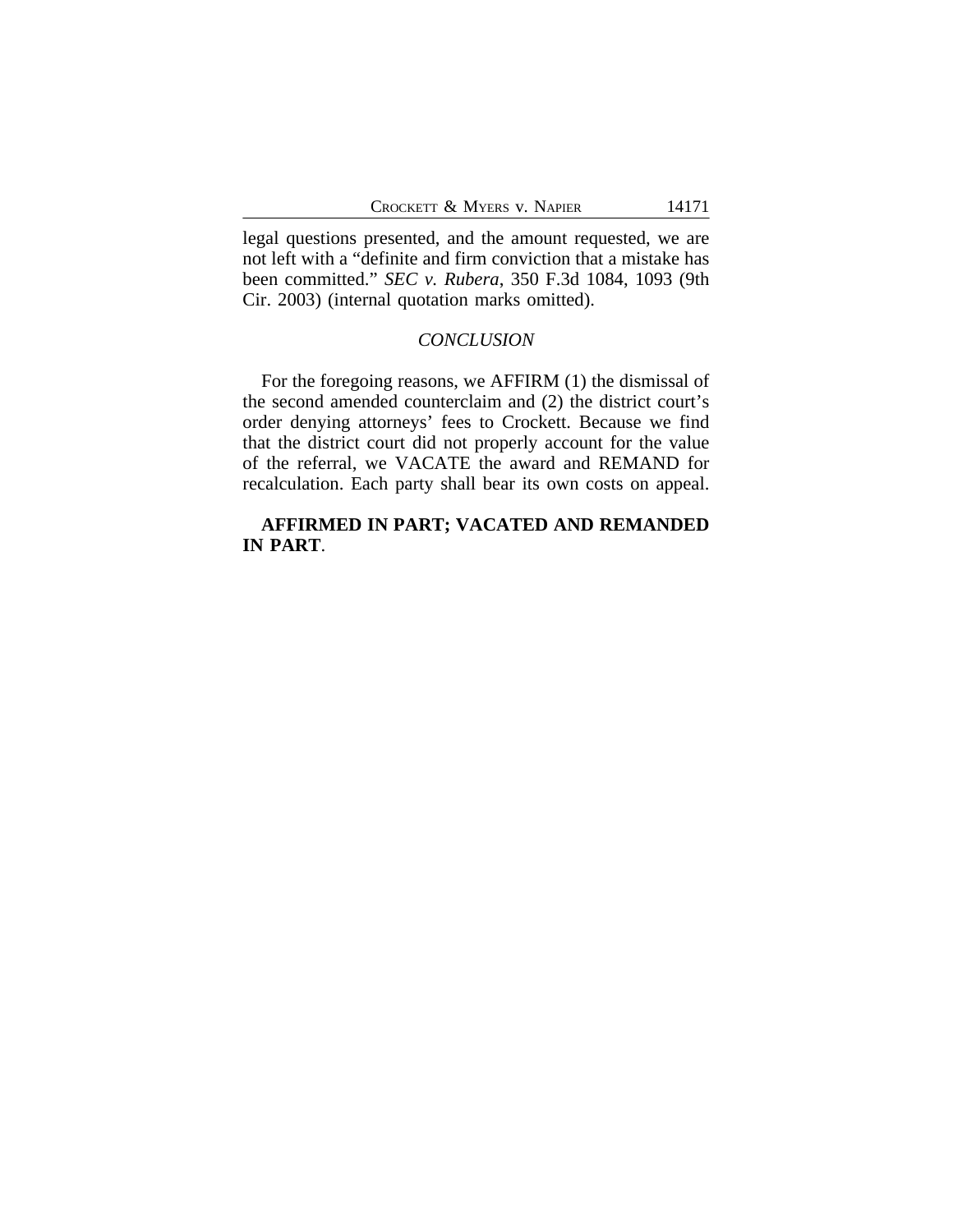legal questions presented, and the amount requested, we are not left with a "definite and firm conviction that a mistake has been committed." *SEC v. Rubera*, 350 F.3d 1084, 1093 (9th Cir. 2003) (internal quotation marks omitted).

### *CONCLUSION*

For the foregoing reasons, we AFFIRM (1) the dismissal of the second amended counterclaim and (2) the district court's order denying attorneys' fees to Crockett. Because we find that the district court did not properly account for the value of the referral, we VACATE the award and REMAND for recalculation. Each party shall bear its own costs on appeal.

**AFFIRMED IN PART; VACATED AND REMANDED IN PART**.